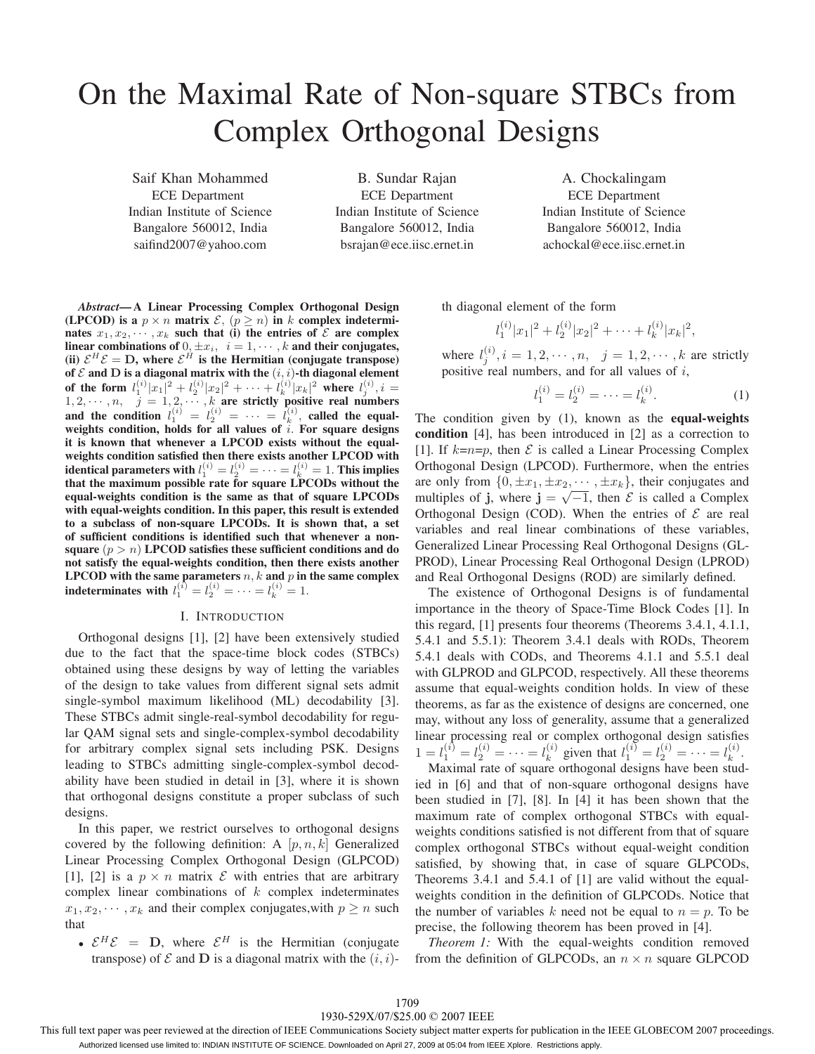# On the Maximal Rate of Non-square STBCs from Complex Orthogonal Designs

Saif Khan Mohammed
ECE Department
Indian Institute of Science
Bangalore 560012, India
saifind2007@yahoo.com

B. Sundar Rajan
ECE Department
Indian Institute of Science
Bangalore 560012, India
bsrajan@ece.iisc.ernet.in

A. Chockalingam
ECE Department
Indian Institute of Science
Bangalore 560012, India
achockal@ece.iisc.ernet.in

***Abstract*— A Linear Processing Complex Orthogonal Design (LPCOD) is a $p \times n$ matrix $\mathcal{E}$, $(p \geq n)$ in $k$ complex indeterminates $x_1, x_2, \cdots, x_k$ such that (i) the entries of $\mathcal{E}$ are complex linear combinations of $0, \pm x_i$, $i = 1, \cdots, k$ and their conjugates, (ii) $\mathcal{E}^H \mathcal{E} = \mathbf{D}$, where $\mathcal{E}^H$ is the Hermitian (conjugate transpose) of $\mathcal{E}$ and $\mathbf{D}$ is a diagonal matrix with the $(i,i)$-th diagonal element of the form $l_1^{(i)}|x_1|^2 + l_2^{(i)}|x_2|^2 + \cdots + l_k^{(i)}|x_k|^2$ where $l_j^{(i)}, i = 1, 2, \cdots, n, \quad j = 1, 2, \cdots, k$ are strictly positive real numbers and the condition $l_1^{(i)} = l_2^{(i)} = \cdots = l_k^{(i)}$, called the equal-weights condition, holds for all values of $i$. For square designs it is known that whenever a LPCOD exists without the equal-weights condition satisfied then there exists another LPCOD with identical parameters with $l_1^{(i)} = l_2^{(i)} = \cdots = l_k^{(i)} = 1$. This implies that the maximum possible rate for square LPCODs without the equal-weights condition is the same as that of square LPCODs with equal-weights condition. In this paper, this result is extended to a subclass of non-square LPCODs. It is shown that, a set of sufficient conditions is identified such that whenever a non-square $(p > n)$ LPCOD satisfies these sufficient conditions and do not satisfy the equal-weighits condition, then there exists another LPCOD with the same parameters $n, k$ and $p$ in the same complex indeterminates with $l_1^{(i)} = l_2^{(i)} = \cdots = l_k^{(i)} = 1$.**

## I. Introduction

Orthogonal designs [1], [2] have been extensively studied due to the fact that the space-time block codes (STBCs) obtained using these designs by way of letting the variables of the design to take values from different signal sets admit single-symbol maximum likelihood (ML) decodability [3]. These STBCs admit single-real-symbol decodability for regular QAM signal sets and single-complex-symbol decodability for arbitrary complex signal sets including PSK. Designs leading to STBCs admitting single-complex-symbol decodability have been studied in detail in [3], where it is shown that orthogonal designs constitute a proper subclass of such designs.

In this paper, we restrict ourselves to orthogonal designs covered by the following definition: A $[p, n, k]$ Generalized Linear Processing Complex Orthogonal Design (GLPCOD) [1], [2] is a $p \times n$ matrix $\mathcal{E}$ with entries that are arbitrary complex linear combinations of $k$ complex indeterminates $x_1, x_2, \cdots, x_k$ and their complex conjugates,with $p \geq n$ such that

- $\mathcal{E}^H \mathcal{E} = \mathbf{D}$, where $\mathcal{E}^H$ is the Hermitian (conjugate transpose) of $\mathcal{E}$ and $\mathbf{D}$ is a diagonal matrix with the $(i,i)$-th diagonal element of the form

$$l_1^{(i)}|x_1|^2 + l_2^{(i)}|x_2|^2 + \cdots + l_k^{(i)}|x_k|^2,$$

where $l_j^{(i)}, i = 1, 2, \cdots, n, \quad j = 1, 2, \cdots, k$ are strictly positive real numbers, and for all values of $i$,

$$l_1^{(i)} = l_2^{(i)} = \cdots = l_k^{(i)}. \tag{1}$$

The condition given by (1), known as the **equal-weights condition** [4], has been introduced in [2] as a correction to [1]. If $k$=$n$=$p$, then $\mathcal{E}$ is called a Linear Processing Complex Orthogonal Design (LPCOD). Furthermore, when the entries are only from $\{0, \pm x_1, \pm x_2, \cdots, \pm x_k\}$, their conjugates and multiples of $\mathbf{j}$, where $\mathbf{j} = \sqrt{-1}$, then $\mathcal{E}$ is called a Complex Orthogonal Design (COD). When the entries of $\mathcal{E}$ are real variables and real linear combinations of these variables, Generalized Linear Processing Real Orthogonal Designs (GLPROD), Linear Processing Real Orthogonal Design (LPROD) and Real Orthogonal Designs (ROD) are similarly defined.

The existence of Orthogonal Designs is of fundamental importance in the theory of Space-Time Block Codes [1]. In this regard, [1] presents four theorems (Theorems 3.4.1, 4.1.1, 5.4.1 and 5.5.1): Theorem 3.4.1 deals with RODs, Theorem 5.4.1 deals with CODs, and Theorems 4.1.1 and 5.5.1 deal with GLPROD and GLPCOD, respectively. All these theorems assume that equal-weights condition holds. In view of these theorems, as far as the existence of designs are concerned, one may, without any loss of generality, assume that a generalized linear processing real or complex orthogonal design satisfies $1 = l_1^{(i)} = l_2^{(i)} = \cdots = l_k^{(i)}$ given that $l_1^{(i)} = l_2^{(i)} = \cdots = l_k^{(i)}$.

Maximal rate of square orthogonal designs have been studied in [6] and that of non-square orthogonal designs have been studied in [7], [8]. In [4] it has been shown that the maximum rate of complex orthogonal STBCs with equal-weights conditions satisfied is not different from that of square complex orthogonal STBCs without equal-weight condition satisfied, by showing that, in case of square GLPCODs, Theorems 3.4.1 and 5.4.1 of [1] are valid without the equal-weights condition in the definition of GLPCODs. Notice that the number of variables $k$ need not be equal to $n = p$. To be precise, the following theorem has been proved in [4].

*Theorem 1:* With the equal-weights condition removed from the definition of GLPCODs, an $n \times n$ square GLPCOD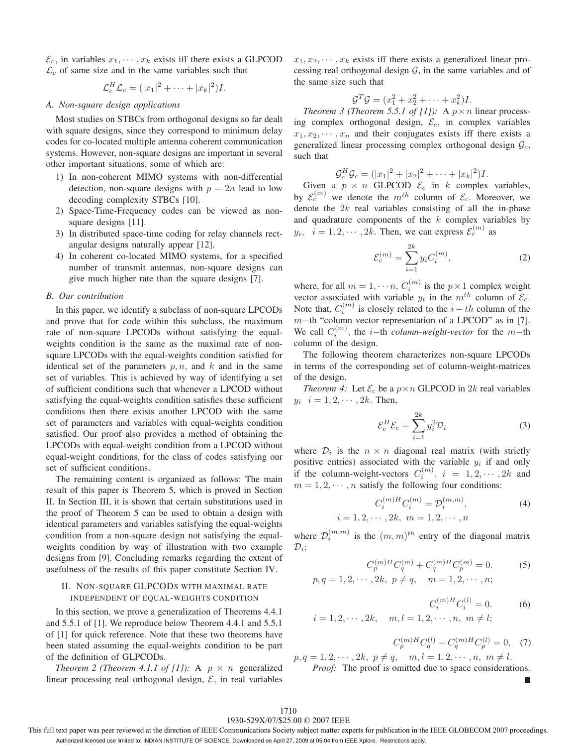$\mathcal{E}_c$, in variables $x_1, \cdots, x_k$ exists iff there exists a GLPCOD $\mathcal{L}_c$ of same size and in the same variables such that

$$\mathcal{L}_c^H \mathcal{L}_c = (|x_1|^2 + \cdots + |x_k|^2)I.$$

### A. Non-square design applications

Most studies on STBCs from orthogonal designs so far dealt with square designs, since they correspond to minimum delay codes for co-located multiple antenna coherent communication systems. However, non-square designs are important in several other important situations, some of which are:

1. In non-coherent MIMO systems with non-differential detection, non-square designs with $p = 2n$ lead to low decoding complexity STBCs [10].
2. Space-Time-Frequency codes can be viewed as non-square designs [11].
3. In distributed space-time coding for relay channels rectangular designs naturally appear [12].
4. In coherent co-located MIMO systems, for a specified number of transmit antennas, non-square designs can give much higher rate than the square designs [7].

### B. Our contribution

In this paper, we identify a subclass of non-square LPCODs and prove that for code within this subclass, the maximum rate of non-square LPCODs without satisfying the equal-weights condition is the same as the maximal rate of non-square LPCODs with the equal-weights condition satisfied for identical set of the parameters $p, n$, and $k$ and in the same set of variables. This is achieved by way of identifying a set of sufficient conditions such that whenever a LPCOD without satisfying the equal-weights condition satisfies these sufficient conditions then there exists another LPCOD with the same set of parameters and variables with equal-weights condition satisfied. Our proof also provides a method of obtaining the LPCODs with equal-weight condition from a LPCOD without satisfying equal-weight conditions, for the class of codes satisfying our set of sufficient conditions.

The remaining content is organized as follows: The main result of this paper is Theorem 5, which is proved in Section II. In Section III, it is shown that certain substitutions used in the proof of Theorem 5 can be used to obtain a design with identical parameters and variables satisfying the equal-weights condition from a non-square design not satisfying the equal-weights condition by way of illustration with two example designs from [9]. Concluding remarks regarding the extent of usefulness of the results of this paper constitute Section IV.

## II. Non-square GLPCODs with maximal rate independent of equal-weights condition

In this section, we prove a generalization of Theorems 4.4.1 and 5.5.1 of [1]. We reproduce below Theorem 4.4.1 and 5.5.1 of [1] for quick reference. Note that these two theorems have been stated assuming the equal-weights condition to be part of the definition of GLPCODs.

*Theorem 2 (Theorem 4.1.1 of [1]):* A $p \times n$ generalized linear processing real orthogonal design, $\mathcal{E}$, in real variables $x_1, x_2, \cdots, x_k$ exists iff there exists a generalized linear processing real orthogonal design $\mathcal{G}$, in the same variables and of the same size such that

$$\mathcal{G}^T \mathcal{G} = (x_1^2 + x_2^2 + \cdots + x_k^2)I.$$

*Theorem 3 (Theorem 5.5.1 of [1]):* A $p \times n$ linear processing complex orthogonal design, $\mathcal{E}_c$, in complex variables $x_1, x_2, \cdots, x_n$ and their conjugates exists iff there exists a generalized linear processing complex orthogonal design $\mathcal{G}_c$, such that

$$\mathcal{G}_c^H \mathcal{G}_c = (|x_1|^2 + |x_2|^2 + \cdots + |x_k|^2)I.$$

Given a $p \times n$ GLPCOD $\mathcal{E}_c$ in $k$ complex variables, by $\mathcal{E}_c^{(m)}$ we denote the $m^{th}$ column of $\mathcal{E}_c$. Moreover, we denote the $2k$ real variables consisting of all the in-phase and quadrature components of the $k$ complex variables by $y_i, \quad i = 1, 2, \cdots, 2k$. Then, we can express $\mathcal{E}_c^{(m)}$ as

$$\mathcal{E}_c^{(m)} = \sum_{i=1}^{2k} y_i C_i^{(m)}, \tag{2}$$

where, for all $m = 1, \cdots n$, $C_i^{(m)}$ is the $p \times 1$ complex weight vector associated with variable $y_i$ in the $m^{th}$ column of $\mathcal{E}_c$. Note that, $C_i^{(m)}$ is closely related to the $i-th$ column of the $m-$th "column vector representation of a LPCOD" as in [7]. We call $C_i^{(m)}$, the $i-$th *column-weight-vector* for the $m-$th column of the design.

The following theorem characterizes non-square LPCODs in terms of the corresponding set of column-weight-matrices of the design.

*Theorem 4:* Let $\mathcal{E}_c$ be a $p \times n$ GLPCOD in $2k$ real variables $y_i \quad i = 1, 2, \cdots, 2k$. Then,

$$\mathcal{E}_c^H \mathcal{E}_c = \sum_{i=1}^{2k} y_i^2 \mathcal{D}_i \tag{3}$$

where $\mathcal{D}_i$ is the $n \times n$ diagonal real matrix (with strictly positive entries) associated with the variable $y_i$ if and only if the column-weight-vectors $C_i^{(m)}, \ i = 1, 2, \cdots, 2k$ and $m = 1, 2, \cdots, n$ satisfy the following four conditions:

$$C_i^{(m)H} C_i^{(m)} = \mathcal{D}_i^{(m,m)}, \tag{4}$$
$$i = 1, 2, \cdots, 2k, \ m = 1, 2, \cdots, n$$

where $\mathcal{D}_i^{(m,m)}$ is the $(m, m)^{th}$ entry of the diagonal matrix $\mathcal{D}_i$;

$$C_p^{(m)H} C_q^{(m)} + C_q^{(m)H} C_p^{(m)} = 0. \tag{5}$$
$$p, q = 1, 2, \cdots, 2k, \ p \neq q, \quad m = 1, 2, \cdots, n;$$

$$C_i^{(m)H} C_i^{(l)} = 0. \tag{6}$$
$$i = 1, 2, \cdots, 2k, \quad m, l = 1, 2, \cdots, n, \ m \neq l;$$

$$C_p^{(m)H} C_q^{(l)} + C_q^{(m)H} C_p^{(l)} = 0, \tag{7}$$
$$p, q = 1, 2, \cdots, 2k, \ p \neq q, \quad m, l = 1, 2, \cdots, n, \ m \neq l.$$

*Proof:* The proof is omitted due to space considerations. ∎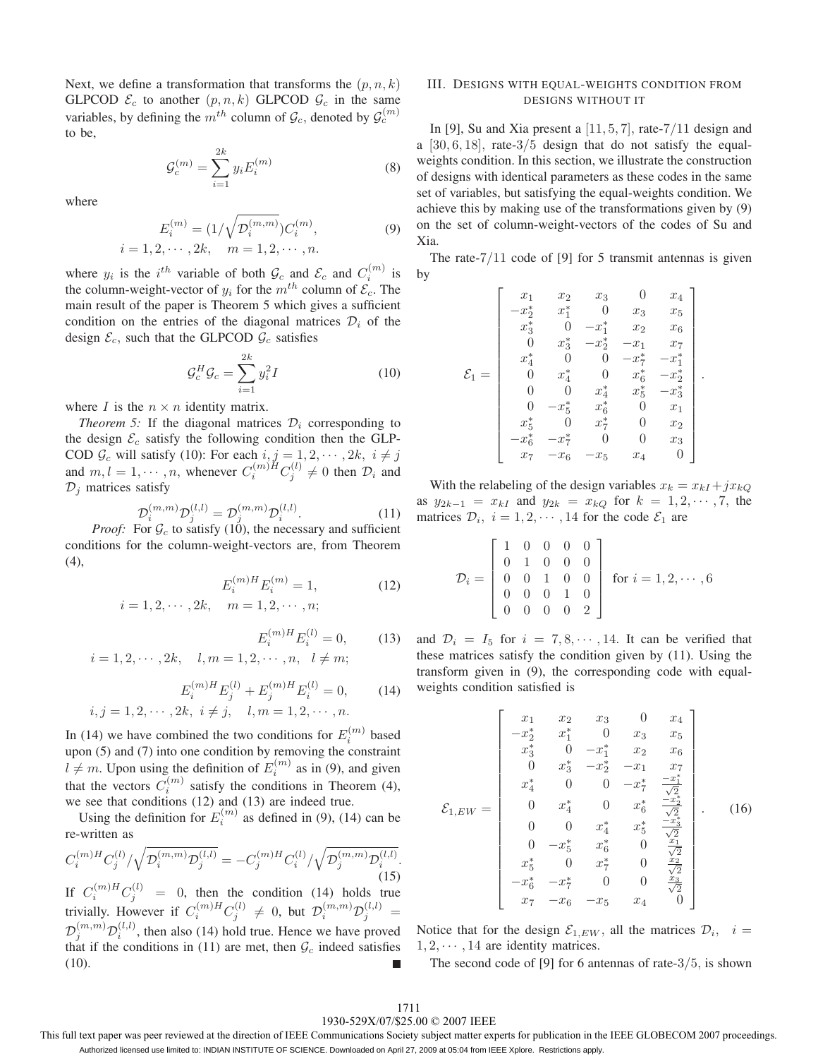Next, we define a transformation that transforms the $(p, n, k)$ GLPCOD $\mathcal{E}_c$ to another $(p, n, k)$ GLPCOD $\mathcal{G}_c$ in the same variables, by defining the $m^{th}$ column of $\mathcal{G}_c$, denoted by $\mathcal{G}_c^{(m)}$ to be,

$$\mathcal{G}_c^{(m)} = \sum_{i=1}^{2k} y_i E_i^{(m)} \tag{8}$$

where

$$E_i^{(m)} = (1/\sqrt{\mathcal{D}_i^{(m,m)}})C_i^{(m)}, \tag{9}$$
$$i = 1, 2, \cdots, 2k, \quad m = 1, 2, \cdots, n.$$

where $y_i$ is the $i^{th}$ variable of both $\mathcal{G}_c$ and $\mathcal{E}_c$ and $C_i^{(m)}$ is the column-weight-vector of $y_i$ for the $m^{th}$ column of $\mathcal{E}_c$. The main result of the paper is Theorem 5 which gives a sufficient condition on the entries of the diagonal matrices $\mathcal{D}_i$ of the design $\mathcal{E}_c$, such that the GLPCOD $\mathcal{G}_c$ satisfies

$$\mathcal{G}_c^H \mathcal{G}_c = \sum_{i=1}^{2k} y_i^2 I \tag{10}$$

where $I$ is the $n \times n$ identity matrix.

*Theorem 5:* If the diagonal matrices $\mathcal{D}_i$ corresponding to the design $\mathcal{E}_c$ satisfy the following condition then the GLPCOD $\mathcal{G}_c$ will satisfy (10): For each $i, j = 1, 2, \cdots, 2k,\ i \neq j$ and $m, l = 1, \cdots, n$, whenever $C_i^{(m)H} C_j^{(l)} \neq 0$ then $\mathcal{D}_i$ and $\mathcal{D}_j$ matrices satisfy

$$\mathcal{D}_i^{(m,m)} \mathcal{D}_j^{(l,l)} = \mathcal{D}_j^{(m,m)} \mathcal{D}_i^{(l,l)}. \tag{11}$$

*Proof:* For $\mathcal{G}_c$ to satisfy (10), the necessary and sufficient conditions for the column-weight-vectors are, from Theorem (4),

$$E_i^{(m)H} E_i^{(m)} = 1, \tag{12}$$
$$i = 1, 2, \cdots, 2k, \quad m = 1, 2, \cdots, n;$$

$$E_i^{(m)H} E_i^{(l)} = 0, \tag{13}$$
$$i = 1, 2, \cdots, 2k, \quad l, m = 1, 2, \cdots, n, \quad l \neq m;$$

$$E_i^{(m)H} E_j^{(l)} + E_j^{(m)H} E_i^{(l)} = 0, \tag{14}$$
$$i, j = 1, 2, \cdots, 2k,\ i \neq j, \quad l, m = 1, 2, \cdots, n.$$

In (14) we have combined the two conditions for $E_i^{(m)}$ based upon (5) and (7) into one condition by removing the constraint $l \neq m$. Upon using the definition of $E_i^{(m)}$ as in (9), and given that the vectors $C_i^{(m)}$ satisfy the conditions in Theorem (4), we see that conditions (12) and (13) are indeed true.

Using the definition for $E_i^{(m)}$ as defined in (9), (14) can be re-written as

$$C_i^{(m)H} C_j^{(l)} / \sqrt{\mathcal{D}_i^{(m,m)} \mathcal{D}_j^{(l,l)}} = -C_j^{(m)H} C_i^{(l)} / \sqrt{\mathcal{D}_j^{(m,m)} \mathcal{D}_i^{(l,l)}}. \tag{15}$$

If $C_i^{(m)H} C_j^{(l)} = 0$, then the condition (14) holds true trivially. However if $C_i^{(m)H} C_j^{(l)} \neq 0$, but $\mathcal{D}_i^{(m,m)} \mathcal{D}_j^{(l,l)} = \mathcal{D}_j^{(m,m)} \mathcal{D}_i^{(l,l)}$, then also (14) hold true. Hence we have proved that if the conditions in (11) are met, then $\mathcal{G}_c$ indeed satisfies (10). ∎

## III. Designs with equal-weights condition from designs without it

In [9], Su and Xia present a $[11, 5, 7]$, rate-$7/11$ design and a $[30, 6, 18]$, rate-$3/5$ design that do not satisfy the equal-weights condition. In this section, we illustrate the construction of designs with identical parameters as these codes in the same set of variables, but satisfying the equal-weights condition. We achieve this by making use of the transformations given by (9) on the set of column-weight-vectors of the codes of Su and Xia.

The rate-$7/11$ code of [9] for 5 transmit antennas is given by

$$\mathcal{E}_1 = \begin{bmatrix} x_1 & x_2 & x_3 & 0 & x_4 \\ -x_2^* & x_1^* & 0 & x_3 & x_5 \\ x_3^* & 0 & -x_1^* & x_2 & x_6 \\ 0 & x_3^* & -x_2^* & -x_1 & x_7 \\ x_4^* & 0 & 0 & -x_7^* & -x_1^* \\ 0 & x_4^* & 0 & x_6^* & -x_2^* \\ 0 & 0 & x_4^* & x_5^* & -x_3^* \\ 0 & -x_5^* & x_6^* & 0 & x_1 \\ x_5^* & 0 & x_7^* & 0 & x_2 \\ -x_6^* & -x_7^* & 0 & 0 & x_3 \\ x_7 & -x_6 & -x_5 & x_4 & 0 \end{bmatrix}.$$

With the relabeling of the design variables $x_k = x_{kI} + jx_{kQ}$ as $y_{2k-1} = x_{kI}$ and $y_{2k} = x_{kQ}$ for $k = 1, 2, \cdots, 7$, the matrices $\mathcal{D}_i,\ i = 1, 2, \cdots, 14$ for the code $\mathcal{E}_1$ are

$$\mathcal{D}_i = \begin{bmatrix} 1 & 0 & 0 & 0 & 0 \\ 0 & 1 & 0 & 0 & 0 \\ 0 & 0 & 1 & 0 & 0 \\ 0 & 0 & 0 & 1 & 0 \\ 0 & 0 & 0 & 0 & 2 \end{bmatrix} \text{ for } i = 1, 2, \cdots, 6$$

and $\mathcal{D}_i = I_5$ for $i = 7, 8, \cdots, 14$. It can be verified that these matrices satisfy the condition given by (11). Using the transform given in (9), the corresponding code with equal-weights condition satisfied is

$$\mathcal{E}_{1,EW} = \begin{bmatrix} x_1 & x_2 & x_3 & 0 & x_4 \\ -x_2^* & x_1^* & 0 & x_3 & x_5 \\ x_3^* & 0 & -x_1^* & x_2 & x_6 \\ 0 & x_3^* & -x_2^* & -x_1 & x_7 \\ x_4^* & 0 & 0 & -x_7^* & \frac{-x_1^*}{\sqrt{2}} \\ 0 & x_4^* & 0 & x_6^* & \frac{-x_2^*}{\sqrt{2}} \\ 0 & 0 & x_4^* & x_5^* & \frac{-x_3^*}{\sqrt{2}} \\ 0 & -x_5^* & x_6^* & 0 & \frac{x_1}{\sqrt{2}} \\ x_5^* & 0 & x_7^* & 0 & \frac{x_2}{\sqrt{2}} \\ -x_6^* & -x_7^* & 0 & 0 & \frac{x_3}{\sqrt{2}} \\ x_7 & -x_6 & -x_5 & x_4 & 0 \end{bmatrix}. \tag{16}$$

Notice that for the design $\mathcal{E}_{1,EW}$, all the matrices $\mathcal{D}_i,\quad i = 1, 2, \cdots, 14$ are identity matrices.

The second code of [9] for 6 antennas of rate-$3/5$, is shown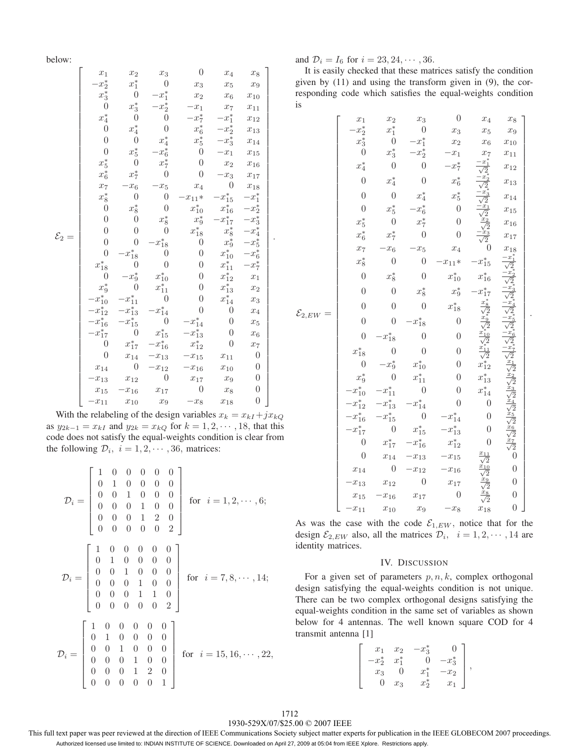below:

$$
\mathcal{E}_2 = \left[\begin{array}{cccccc}
x_1 & x_2 & x_3 & 0 & x_4 & x_8 \\
-x_2^* & x_1^* & 0 & x_3 & x_5 & x_9 \\
x_3^* & 0 & -x_1^* & x_2 & x_6 & x_{10} \\
0 & x_3^* & -x_2^* & -x_1 & x_7 & x_{11} \\
x_4^* & 0 & 0 & -x_7^* & -x_1^* & x_{12} \\
0 & x_4^* & 0 & x_6^* & -x_2^* & x_{13} \\
0 & 0 & x_4^* & x_5^* & -x_3^* & x_{14} \\
0 & x_5^* & -x_6^* & 0 & -x_1 & x_{15} \\
x_5^* & 0 & x_7^* & 0 & x_2 & x_{16} \\
x_6^* & x_7^* & 0 & 0 & -x_3 & x_{17} \\
x_7 & -x_6 & -x_5 & x_4 & 0 & x_{18} \\
x_8^* & 0 & 0 & -x_{11}* & -x_{15}^* & -x_1^* \\
0 & x_8^* & 0 & x_{10}^* & x_{16}^* & -x_2^* \\
0 & 0 & x_8^* & x_9^* & -x_{17}^* & -x_3^* \\
0 & 0 & 0 & x_{18}^* & x_8^* & -x_4^* \\
0 & 0 & -x_{18}^* & 0 & x_9^* & -x_5^* \\
0 & -x_{18}^* & 0 & 0 & x_{10}^* & -x_6^* \\
x_{18}^* & 0 & 0 & 0 & x_{11}^* & -x_7^* \\
0 & -x_9^* & x_{10}^* & 0 & x_{12}^* & x_1 \\
x_9^* & 0 & x_{11}^* & 0 & x_{13}^* & x_2 \\
-x_{10}^* & -x_{11}^* & 0 & 0 & x_{14}^* & x_3 \\
-x_{12}^* & -x_{13}^* & -x_{14}^* & 0 & 0 & x_4 \\
-x_{16}^* & -x_{15}^* & 0 & -x_{14}^* & 0 & x_5 \\
-x_{17}^* & 0 & x_{15}^* & -x_{13}^* & 0 & x_6 \\
0 & x_{17}^* & -x_{16}^* & x_{12}^* & 0 & x_7 \\
0 & x_{14} & -x_{13} & -x_{15} & x_{11} & 0 \\
x_{14} & 0 & -x_{12} & -x_{16} & x_{10} & 0 \\
-x_{13} & x_{12} & 0 & x_{17} & x_9 & 0 \\
x_{15} & -x_{16} & x_{17} & 0 & x_8 & 0 \\
-x_{11} & x_{10} & x_9 & -x_8 & x_{18} & 0
\end{array}\right].
$$

With the relabeling of the design variables $x_k = x_{kI} + jx_{kQ}$ as $y_{2k-1} = x_{kI}$ and $y_{2k} = x_{kQ}$ for $k = 1, 2, \cdots, 18$, that this code does not satisfy the equal-weights condition is clear from the following $\mathcal{D}_i,\ i = 1, 2, \cdots, 36$, matrices:

$$
\mathcal{D}_i = \left[\begin{array}{cccccc}
1 & 0 & 0 & 0 & 0 & 0 \\
0 & 1 & 0 & 0 & 0 & 0 \\
0 & 0 & 1 & 0 & 0 & 0 \\
0 & 0 & 0 & 1 & 0 & 0 \\
0 & 0 & 0 & 1 & 2 & 0 \\
0 & 0 & 0 & 0 & 0 & 2
\end{array}\right] \quad \text{for} \quad i = 1, 2, \cdots, 6;
$$

$$
\mathcal{D}_i = \left[\begin{array}{cccccc}
1 & 0 & 0 & 0 & 0 & 0 \\
0 & 1 & 0 & 0 & 0 & 0 \\
0 & 0 & 1 & 0 & 0 & 0 \\
0 & 0 & 0 & 1 & 0 & 0 \\
0 & 0 & 0 & 1 & 1 & 0 \\
0 & 0 & 0 & 0 & 0 & 2
\end{array}\right] \quad \text{for} \quad i = 7, 8, \cdots, 14;
$$

$$
\mathcal{D}_i = \left[\begin{array}{cccccc}
1 & 0 & 0 & 0 & 0 & 0 \\
0 & 1 & 0 & 0 & 0 & 0 \\
0 & 0 & 1 & 0 & 0 & 0 \\
0 & 0 & 0 & 1 & 0 & 0 \\
0 & 0 & 0 & 1 & 2 & 0 \\
0 & 0 & 0 & 0 & 0 & 1
\end{array}\right] \quad \text{for} \quad i = 15, 16, \cdots, 22,
$$

and $\mathcal{D}_i = I_6$ for $i = 23, 24, \cdots, 36$.

It is easily checked that these matrices satisfy the condition given by (11) and using the transform given in (9), the corresponding code which satisfies the equal-weights condition is

$$
\mathcal{E}_{2,EW} = \left[\begin{array}{cccccc}
x_1 & x_2 & x_3 & 0 & x_4 & x_8 \\
-x_2^* & x_1^* & 0 & x_3 & x_5 & x_9 \\
x_3^* & 0 & -x_1^* & x_2 & x_6 & x_{10} \\
0 & x_3^* & -x_2^* & -x_1 & x_7 & x_{11} \\
x_4^* & 0 & 0 & -x_7^* & \frac{-x_1^*}{\sqrt{2}} & x_{12} \\
0 & x_4^* & 0 & x_6^* & \frac{-x_2^*}{\sqrt{2}} & x_{13} \\
0 & 0 & x_4^* & x_5^* & \frac{-x_3^*}{\sqrt{2}} & x_{14} \\
0 & x_5^* & -x_6^* & 0 & \frac{-x_1}{\sqrt{2}} & x_{15} \\
x_5^* & 0 & x_7^* & 0 & \frac{x_2}{\sqrt{2}} & x_{16} \\
x_6^* & x_7^* & 0 & 0 & \frac{-x_3}{\sqrt{2}} & x_{17} \\
x_7 & -x_6 & -x_5 & x_4 & 0 & x_{18} \\
x_8^* & 0 & 0 & -x_{11}* & -x_{15}^* & \frac{-x_1^*}{\sqrt{2}} \\
0 & x_8^* & 0 & x_{10}^* & x_{16}^* & \frac{-x_2^*}{\sqrt{2}} \\
0 & 0 & x_8^* & x_9^* & -x_{17}^* & \frac{-x_3^*}{\sqrt{2}} \\
0 & 0 & 0 & x_{18}^* & \frac{x_8^*}{\sqrt{2}} & \frac{-x_4^*}{\sqrt{2}} \\
0 & 0 & -x_{18}^* & 0 & \frac{x_9^*}{\sqrt{2}} & \frac{-x_5^*}{\sqrt{2}} \\
0 & -x_{18}^* & 0 & 0 & \frac{x_{10}^*}{\sqrt{2}} & \frac{-x_6^*}{\sqrt{2}} \\
x_{18}^* & 0 & 0 & 0 & \frac{x_{11}^*}{\sqrt{2}} & \frac{-x_7^*}{\sqrt{2}} \\
0 & -x_9^* & x_{10}^* & 0 & x_{12}^* & \frac{x_1}{\sqrt{2}} \\
x_9^* & 0 & x_{11}^* & 0 & x_{13}^* & \frac{x_2}{\sqrt{2}} \\
-x_{10}^* & -x_{11}^* & 0 & 0 & x_{14}^* & \frac{x_3}{\sqrt{2}} \\
-x_{12}^* & -x_{13}^* & -x_{14}^* & 0 & 0 & \frac{x_4}{\sqrt{2}} \\
-x_{16}^* & -x_{15}^* & 0 & -x_{14}^* & 0 & \frac{x_5}{\sqrt{2}} \\
-x_{17}^* & 0 & x_{15}^* & -x_{13}^* & 0 & \frac{x_6}{\sqrt{2}} \\
0 & x_{17}^* & -x_{16}^* & x_{12}^* & 0 & \frac{x_7}{\sqrt{2}} \\
0 & x_{14} & -x_{13} & -x_{15} & \frac{x_{11}}{\sqrt{2}} & 0 \\
x_{14} & 0 & -x_{12} & -x_{16} & \frac{x_{10}}{\sqrt{2}} & 0 \\
-x_{13} & x_{12} & 0 & x_{17} & \frac{x_9}{\sqrt{2}} & 0 \\
x_{15} & -x_{16} & x_{17} & 0 & \frac{x_8}{\sqrt{2}} & 0 \\
-x_{11} & x_{10} & x_9 & -x_8 & x_{18} & 0
\end{array}\right].
$$

As was the case with the code $\mathcal{E}_{1,EW}$, notice that for the design $\mathcal{E}_{2,EW}$ also, all the matrices $\mathcal{D}_i,\ \ i = 1, 2, \cdots, 14$ are identity matrices.

## IV. Discussion

For a given set of parameters $p, n, k$, complex orthogonal design satisfying the equal-weights condition is not unique. There can be two complex orthogonal designs satisfying the equal-weights condition in the same set of variables as shown below for 4 antennas. The well known square COD for 4 transmit antenna [1]

$$
\left[\begin{array}{cccc}
x_1 & x_2 & -x_3^* & 0 \\
-x_2^* & x_1^* & 0 & -x_3^* \\
x_3 & 0 & x_1^* & -x_2 \\
0 & x_3 & x_2^* & x_1
\end{array}\right],
$$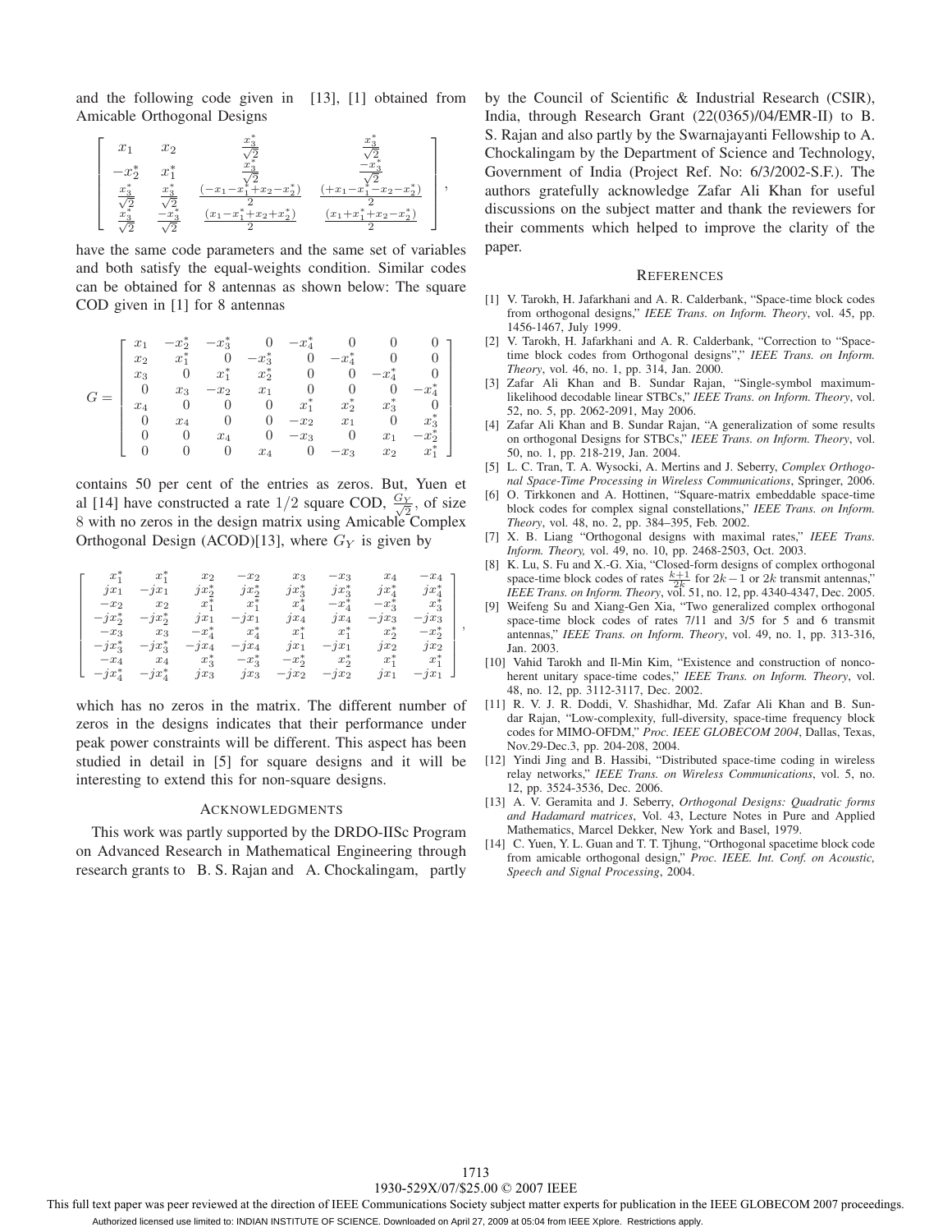and the following code given in [13], [1] obtained from Amicable Orthogonal Designs

$$\begin{bmatrix} x_1 & x_2 & \frac{x_3^*}{\sqrt{2}} & \frac{x_3^*}{\sqrt{2}} \\ -x_2^* & x_1^* & \frac{x_3^*}{\sqrt{2}} & \frac{-x_3^*}{\sqrt{2}} \\ \frac{x_3^*}{\sqrt{2}} & \frac{x_3^*}{\sqrt{2}} & \frac{(-x_1-x_1^*+x_2-x_2^*)}{2} & \frac{(+x_1-x_1^*-x_2-x_2^*)}{2} \\ \frac{x_3^*}{\sqrt{2}} & \frac{-x_3^*}{\sqrt{2}} & \frac{(x_1-x_1^*+x_2+x_2^*)}{2} & \frac{(x_1+x_1^*+x_2-x_2^*)}{2} \end{bmatrix},$$

have the same code parameters and the same set of variables and both satisfy the equal-weights condition. Similar codes can be obtained for 8 antennas as shown below: The square COD given in [1] for 8 antennas

$$G = \begin{bmatrix} x_1 & -x_2^* & -x_3^* & 0 & -x_4^* & 0 & 0 & 0 \\ x_2 & x_1^* & 0 & -x_3^* & 0 & -x_4^* & 0 & 0 \\ x_3 & 0 & x_1^* & x_2^* & 0 & 0 & -x_4^* & 0 \\ 0 & x_3 & -x_2 & x_1 & 0 & 0 & 0 & -x_4^* \\ x_4 & 0 & 0 & 0 & x_1^* & x_2^* & x_3^* & 0 \\ 0 & x_4 & 0 & 0 & -x_2 & x_1 & 0 & x_3^* \\ 0 & 0 & x_4 & 0 & -x_3 & 0 & x_1 & -x_2^* \\ 0 & 0 & 0 & x_4 & 0 & -x_3 & x_2 & x_1^* \end{bmatrix}$$

contains 50 per cent of the entries as zeros. But, Yuen et al [14] have constructed a rate $1/2$ square COD, $\frac{G_Y}{\sqrt{2}}$, of size 8 with no zeros in the design matrix using Amicable Complex Orthogonal Design (ACOD)[13], where $G_Y$ is given by

$$\begin{bmatrix} x_1^* & x_1^* & x_2 & -x_2 & x_3 & -x_3 & x_4 & -x_4 \\ jx_1 & -jx_1 & jx_2^* & jx_2^* & jx_3^* & jx_3^* & jx_4^* & jx_4^* \\ -x_2 & x_2 & x_1^* & x_1^* & x_4^* & -x_4^* & -x_3^* & x_3^* \\ -jx_2^* & -jx_2^* & jx_1 & -jx_1 & jx_4 & jx_4 & -jx_3 & -jx_3 \\ -x_3 & x_3 & -x_4^* & x_4^* & x_1^* & x_1^* & x_2^* & -x_2^* \\ -jx_3^* & -jx_3^* & -jx_4 & -jx_4 & jx_1 & -jx_1 & jx_2 & jx_2 \\ -x_4 & x_4 & x_3^* & -x_3^* & -x_2^* & x_2^* & x_1^* & x_1^* \\ -jx_4^* & -jx_4^* & jx_3 & jx_3 & -jx_2 & -jx_2 & jx_1 & -jx_1 \end{bmatrix},$$

which has no zeros in the matrix. The different number of zeros in the designs indicates that their performance under peak power constraints will be different. This aspect has been studied in detail in [5] for square designs and it will be interesting to extend this for non-square designs.

## ACKNOWLEDGMENTS

This work was partly supported by the DRDO-IISc Program on Advanced Research in Mathematical Engineering through research grants to B. S. Rajan and A. Chockalingam, partly by the Council of Scientific & Industrial Research (CSIR), India, through Research Grant (22(0365)/04/EMR-II) to B. S. Rajan and also partly by the Swarnajayanti Fellowship to A. Chockalingam by the Department of Science and Technology, Government of India (Project Ref. No: 6/3/2002-S.F.). The authors gratefully acknowledge Zafar Ali Khan for useful discussions on the subject matter and thank the reviewers for their comments which helped to improve the clarity of the paper.

## REFERENCES

[1] V. Tarokh, H. Jafarkhani and A. R. Calderbank, "Space-time block codes from orthogonal designs," *IEEE Trans. on Inform. Theory*, vol. 45, pp. 1456-1467, July 1999.

[2] V. Tarokh, H. Jafarkhani and A. R. Calderbank, "Correction to "Space-time block codes from Orthogonal designs"," *IEEE Trans. on Inform. Theory*, vol. 46, no. 1, pp. 314, Jan. 2000.

[3] Zafar Ali Khan and B. Sundar Rajan, "Single-symbol maximum-likelihood decodable linear STBCs," *IEEE Trans. on Inform. Theory*, vol. 52, no. 5, pp. 2062-2091, May 2006.

[4] Zafar Ali Khan and B. Sundar Rajan, "A generalization of some results on orthogonal Designs for STBCs," *IEEE Trans. on Inform. Theory*, vol. 50, no. 1, pp. 218-219, Jan. 2004.

[5] L. C. Tran, T. A. Wysocki, A. Mertins and J. Seberry, *Complex Orthogonal Space-Time Processing in Wireless Communications*, Springer, 2006.

[6] O. Tirkkonen and A. Hottinen, "Square-matrix embeddable space-time block codes for complex signal constellations," *IEEE Trans. on Inform. Theory*, vol. 48, no. 2, pp. 384–395, Feb. 2002.

[7] X. B. Liang "Orthogonal designs with maximal rates," *IEEE Trans. Inform. Theory,* vol. 49, no. 10, pp. 2468-2503, Oct. 2003.

[8] K. Lu, S. Fu and X.-G. Xia, "Closed-form designs of complex orthogonal space-time block codes of rates $\frac{k+1}{2k}$ for $2k-1$ or $2k$ transmit antennas," *IEEE Trans. on Inform. Theory*, vol. 51, no. 12, pp. 4340-4347, Dec. 2005.

[9] Weifeng Su and Xiang-Gen Xia, "Two generalized complex orthogonal space-time block codes of rates 7/11 and 3/5 for 5 and 6 transmit antennas," *IEEE Trans. on Inform. Theory*, vol. 49, no. 1, pp. 313-316, Jan. 2003.

[10] Vahid Tarokh and Il-Min Kim, "Existence and construction of noncoherent unitary space-time codes," *IEEE Trans. on Inform. Theory*, vol. 48, no. 12, pp. 3112-3117, Dec. 2002.

[11] R. V. J. R. Doddi, V. Shashidhar, Md. Zafar Ali Khan and B. Sundar Rajan, "Low-complexity, full-diversity, space-time frequency block codes for MIMO-OFDM," *Proc. IEEE GLOBECOM 2004*, Dallas, Texas, Nov.29-Dec.3, pp. 204-208, 2004.

[12] Yindi Jing and B. Hassibi, "Distributed space-time coding in wireless relay networks," *IEEE Trans. on Wireless Communications*, vol. 5, no. 12, pp. 3524-3536, Dec. 2006.

[13] A. V. Geramita and J. Seberry, *Orthogonal Designs: Quadratic forms and Hadamard matrices*, Vol. 43, Lecture Notes in Pure and Applied Mathematics, Marcel Dekker, New York and Basel, 1979.

[14] C. Yuen, Y. L. Guan and T. T. Tjhung, "Orthogonal spacetime block code from amicable orthogonal design," *Proc. IEEE. Int. Conf. on Acoustic, Speech and Signal Processing*, 2004.